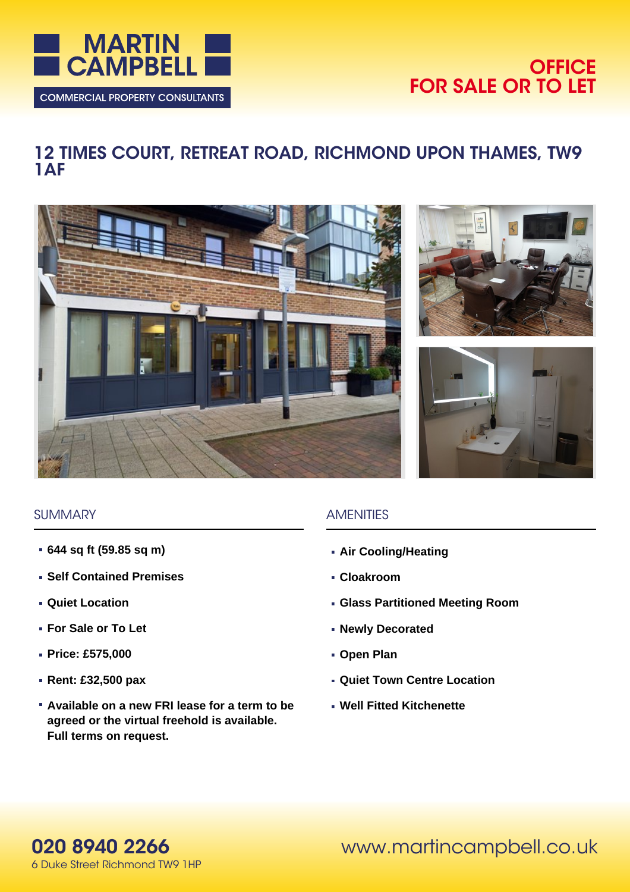MARTIN CAMPBELL

COMMERCIAL PROPERTY CONSULTANTS

**OFFICE**
**FOR SALE OR TO LET**

# 12 TIMES COURT, RETREAT ROAD, RICHMOND UPON THAMES, TW9 1AF

## SUMMARY

- **644 sq ft (59.85 sq m)**
- **Self Contained Premises**
- **Quiet Location**
- **For Sale or To Let**
- **Price: £575,000**
- **Rent: £32,500 pax**
- **Available on a new FRI lease for a term to be agreed or the virtual freehold is available. Full terms on request.**

## AMENITIES

- **Air Cooling/Heating**
- **Cloakroom**
- **Glass Partitioned Meeting Room**
- **Newly Decorated**
- **Open Plan**
- **Quiet Town Centre Location**
- **Well Fitted Kitchenette**

**020 8940 2266**
6 Duke Street Richmond TW9 1HP

www.martincampbell.co.uk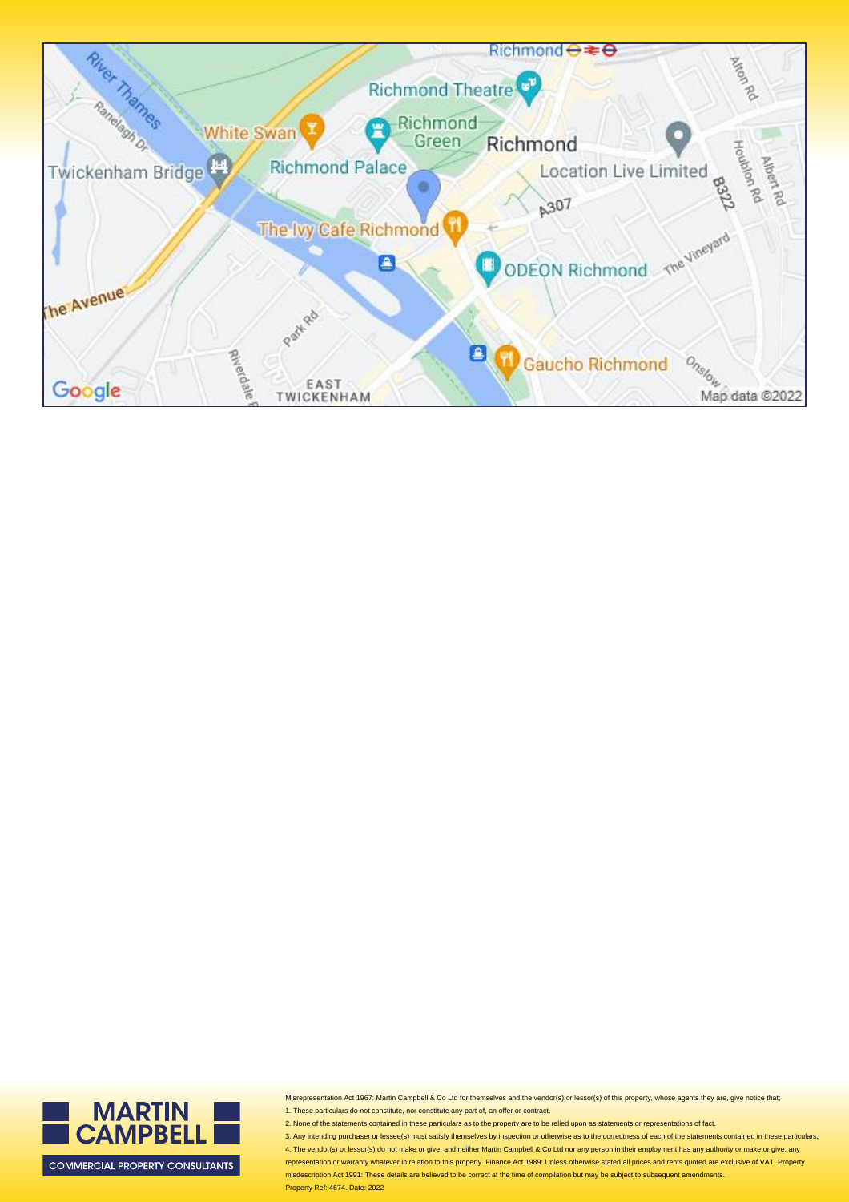MARTIN CAMPBELL

COMMERCIAL PROPERTY CONSULTANTS

Misrepresentation Act 1967: Martin Campbell & Co Ltd for themselves and the vendor(s) or lessor(s) of this property, whose agents they are, give notice that;

1. These particulars do not constitute, nor constitute any part of, an offer or contract.
2. None of the statements contained in these particulars as to the property are to be relied upon as statements or representations of fact.
3. Any intending purchaser or lessee(s) must satisfy themselves by inspection or otherwise as to the correctness of each of the statements contained in these particulars.
4. The vendor(s) or lessor(s) do not make or give, and neither Martin Campbell & Co Ltd nor any person in their employment has any authority or make or give, any representation or warranty whatever in relation to this property. Finance Act 1989: Unless otherwise stated all prices and rents quoted are exclusive of VAT. Property misdescription Act 1991: These details are believed to be correct at the time of compilation but may be subject to subsequent amendments.

Property Ref: 4674. Date: 2022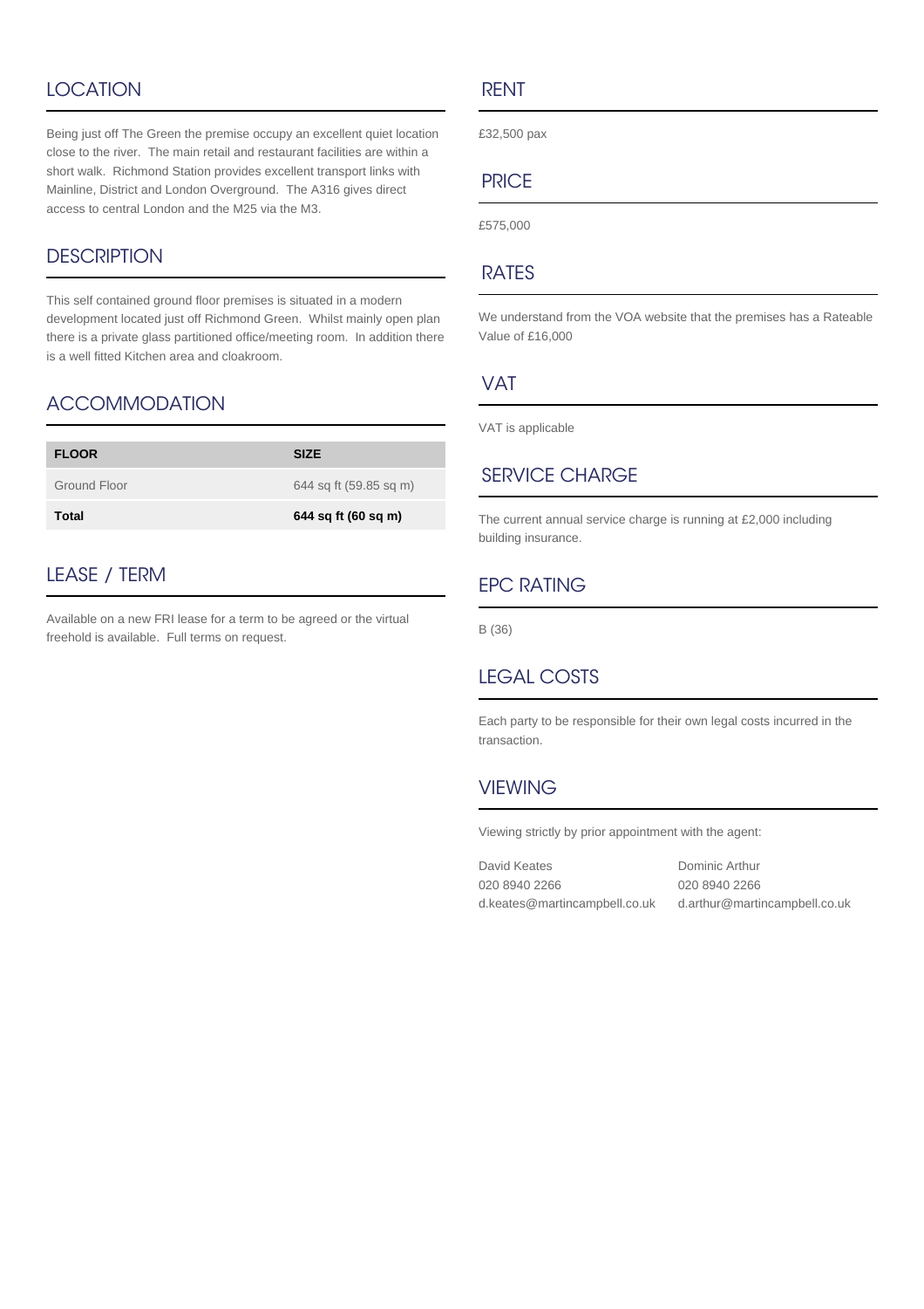## LOCATION

Being just off The Green the premise occupy an excellent quiet location close to the river. The main retail and restaurant facilities are within a short walk. Richmond Station provides excellent transport links with Mainline, District and London Overground. The A316 gives direct access to central London and the M25 via the M3.

## DESCRIPTION

This self contained ground floor premises is situated in a modern development located just off Richmond Green. Whilst mainly open plan there is a private glass partitioned office/meeting room. In addition there is a well fitted Kitchen area and cloakroom.

## ACCOMMODATION

| FLOOR | SIZE |
|---|---|
| Ground Floor | 644 sq ft (59.85 sq m) |
| **Total** | **644 sq ft (60 sq m)** |

## LEASE / TERM

Available on a new FRI lease for a term to be agreed or the virtual freehold is available. Full terms on request.

## RENT

£32,500 pax

## PRICE

£575,000

## RATES

We understand from the VOA website that the premises has a Rateable Value of £16,000

## VAT

VAT is applicable

## SERVICE CHARGE

The current annual service charge is running at £2,000 including building insurance.

## EPC RATING

B (36)

## LEGAL COSTS

Each party to be responsible for their own legal costs incurred in the transaction.

## VIEWING

Viewing strictly by prior appointment with the agent:

David Keates
020 8940 2266
d.keates@martincampbell.co.uk

Dominic Arthur
020 8940 2266
d.arthur@martincampbell.co.uk